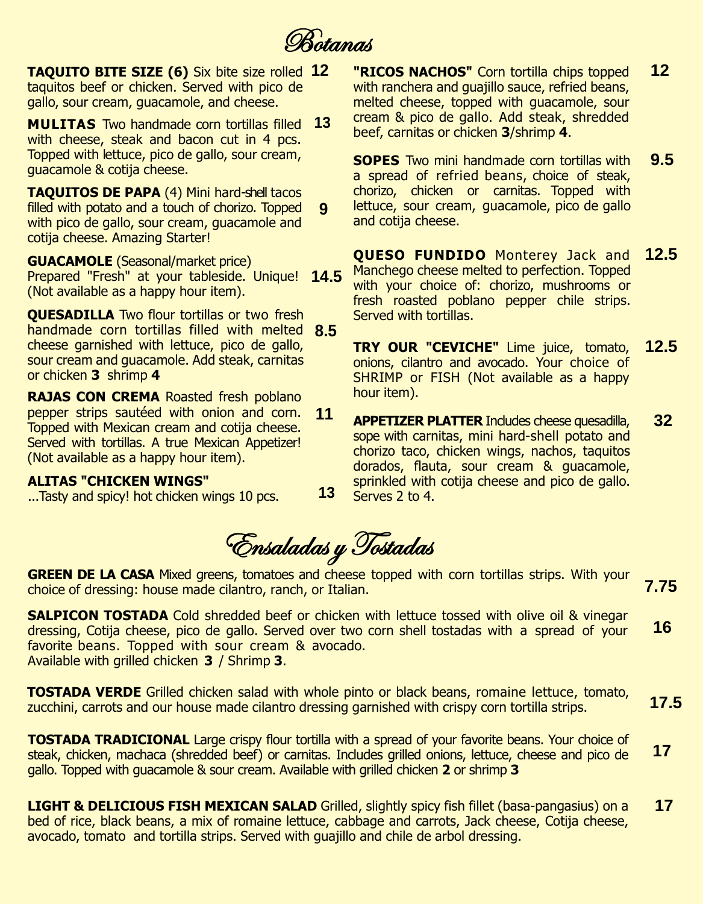# Botanas

**TAQUITO BITE SIZE (6)** Six bite size rolled taquitos beef or chicken. Served with pico de gallo, sour cream, guacamole, and cheese. **12**

**MULITAS** Two handmade corn tortillas filled with cheese, steak and bacon cut in 4 pcs. Topped with lettuce, pico de gallo, sour cream, guacamole & cotija cheese. **13**

**TAQUITOS DE PAPA** (4) Mini hard-shell tacos filled with potato and a touch of chorizo. Topped with pico de gallo, sour cream, guacamole and cotija cheese. Amazing Starter! **9**

**GUACAMOLE** (Seasonal/market price) Prepared "Fresh" at your tableside. Unique! (Not available as a happy hour item). **14.5**

**QUESADILLA** Two flour tortillas or two fresh handmade corn tortillas filled with melted cheese garnished with lettuce, pico de gallo, sour cream and guacamole. Add steak, carnitas or chicken **3** shrimp **4** **8.5**

**RAJAS CON CREMA** Roasted fresh poblano pepper strips sautéed with onion and corn. Topped with Mexican cream and cotija cheese. Served with tortillas. A true Mexican Appetizer! (Not available as a happy hour item). **11**

**ALITAS "CHICKEN WINGS"** ...Tasty and spicy! hot chicken wings 10 pcs. **13**

**"RICOS NACHOS"** Corn tortilla chips topped with ranchera and guajillo sauce, refried beans, melted cheese, topped with guacamole, sour cream & pico de gallo. Add steak, shredded beef, carnitas or chicken **3**/shrimp **4**. **12**

**SOPES** Two mini handmade corn tortillas with a spread of refried beans, choice of steak, chorizo, chicken or carnitas. Topped with lettuce, sour cream, guacamole, pico de gallo and cotija cheese. **9.5**

**QUESO FUNDIDO** Monterey Jack and Manchego cheese melted to perfection. Topped with your choice of: chorizo, mushrooms or fresh roasted poblano pepper chile strips. Served with tortillas. **12.5**

**TRY OUR "CEVICHE"** Lime juice, tomato, onions, cilantro and avocado. Your choice of SHRIMP or FISH (Not available as a happy hour item). **12.5**

**APPETIZER PLATTER** Includes cheese quesadilla, sope with carnitas, mini hard-shell potato and chorizo taco, chicken wings, nachos, taquitos dorados, flauta, sour cream & guacamole, sprinkled with cotija cheese and pico de gallo. Serves 2 to 4. **32**

# Ensaladas y Tostadas

**GREEN DE LA CASA** Mixed greens, tomatoes and cheese topped with corn tortillas strips. With your choice of dressing: house made cilantro, ranch, or Italian. **7.75**

**SALPICON TOSTADA** Cold shredded beef or chicken with lettuce tossed with olive oil & vinegar dressing, Cotija cheese, pico de gallo. Served over two corn shell tostadas with a spread of your favorite beans. Topped with sour cream & avocado.
Available with grilled chicken **3** / Shrimp **3**. **16**

**TOSTADA VERDE** Grilled chicken salad with whole pinto or black beans, romaine lettuce, tomato, zucchini, carrots and our house made cilantro dressing garnished with crispy corn tortilla strips. **17.5**

**TOSTADA TRADICIONAL** Large crispy flour tortilla with a spread of your favorite beans. Your choice of steak, chicken, machaca (shredded beef) or carnitas. Includes grilled onions, lettuce, cheese and pico de gallo. Topped with guacamole & sour cream. Available with grilled chicken **2** or shrimp **3** **17**

**LIGHT & DELICIOUS FISH MEXICAN SALAD** Grilled, slightly spicy fish fillet (basa-pangasius) on a bed of rice, black beans, a mix of romaine lettuce, cabbage and carrots, Jack cheese, Cotija cheese, avocado, tomato and tortilla strips. Served with guajillo and chile de arbol dressing. **17**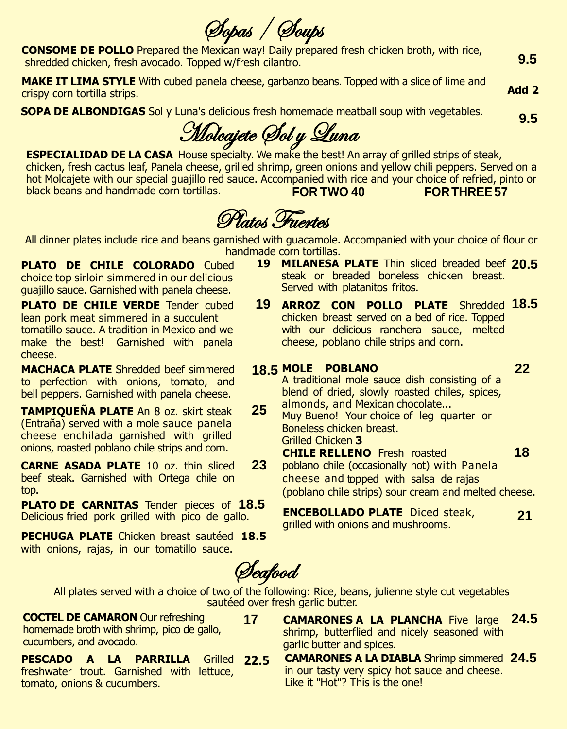# Sopas / Soups

**CONSOME DE POLLO** Prepared the Mexican way! Daily prepared fresh chicken broth, with rice, shredded chicken, fresh avocado. Topped w/fresh cilantro. **9.5**

**MAKE IT LIMA STYLE** With cubed panela cheese, garbanzo beans. Topped with a slice of lime and crispy corn tortilla strips. **Add 2**

**SOPA DE ALBONDIGAS** Sol y Luna's delicious fresh homemade meatball soup with vegetables. **9.5**

# Molcajete Sol y Luna

**ESPECIALIDAD DE LA CASA** House specialty. We make the best! An array of grilled strips of steak, chicken, fresh cactus leaf, Panela cheese, grilled shrimp, green onions and yellow chili peppers. Served on a hot Molcajete with our special guajillo red sauce. Accompanied with rice and your choice of refried, pinto or black beans and handmade corn tortillas. **FOR TWO 40** **FOR THREE 57**

# Platos Fuertes

All dinner plates include rice and beans garnished with guacamole. Accompanied with your choice of flour or handmade corn tortillas.

**PLATO DE CHILE COLORADO** Cubed choice top sirloin simmered in our delicious guajillo sauce. Garnished with panela cheese. **19**

**PLATO DE CHILE VERDE** Tender cubed lean pork meat simmered in a succulent tomatillo sauce. A tradition in Mexico and we make the best! Garnished with panela cheese. **19**

**MACHACA PLATE** Shredded beef simmered to perfection with onions, tomato, and bell peppers. Garnished with panela cheese. **18.5**

**TAMPIQUEÑA PLATE** An 8 oz. skirt steak (Entraña) served with a mole sauce panela cheese enchilada garnished with grilled onions, roasted poblano chile strips and corn. **25**

**CARNE ASADA PLATE** 10 oz. thin sliced beef steak. Garnished with Ortega chile on top. **23**

**PLATO DE CARNITAS** Tender pieces of Delicious fried pork grilled with pico de gallo. **18.5**

**PECHUGA PLATE** Chicken breast sautéed with onions, rajas, in our tomatillo sauce. **18.5**

**MILANESA PLATE** Thin sliced breaded beef steak or breaded boneless chicken breast. Served with platanitos fritos. **20.5**

**ARROZ CON POLLO PLATE** Shredded chicken breast served on a bed of rice. Topped with our delicious ranchera sauce, melted cheese, poblano chile strips and corn. **18.5**

**MOLE POBLANO** **22**
A traditional mole sauce dish consisting of a blend of dried, slowly roasted chiles, spices, almonds, and Mexican chocolate...
Muy Bueno! Your choice of leg quarter or Boneless chicken breast.
Grilled Chicken **3**

**CHILE RELLENO** Fresh roasted poblano chile (occasionally hot) with Panela cheese and topped with salsa de rajas (poblano chile strips) sour cream and melted cheese. **18**

**ENCEBOLLADO PLATE** Diced steak, grilled with onions and mushrooms. **21**

# Seafood

All plates served with a choice of two of the following: Rice, beans, julienne style cut vegetables sautéed over fresh garlic butter.

**COCTEL DE CAMARON** Our refreshing homemade broth with shrimp, pico de gallo, cucumbers, and avocado. **17**

**PESCADO A LA PARRILLA** Grilled freshwater trout. Garnished with lettuce, tomato, onions & cucumbers. **22.5**

**CAMARONES A LA PLANCHA** Five large shrimp, butterflied and nicely seasoned with garlic butter and spices. **24.5**

**CAMARONES A LA DIABLA** Shrimp simmered in our tasty very spicy hot sauce and cheese. Like it "Hot"? This is the one! **24.5**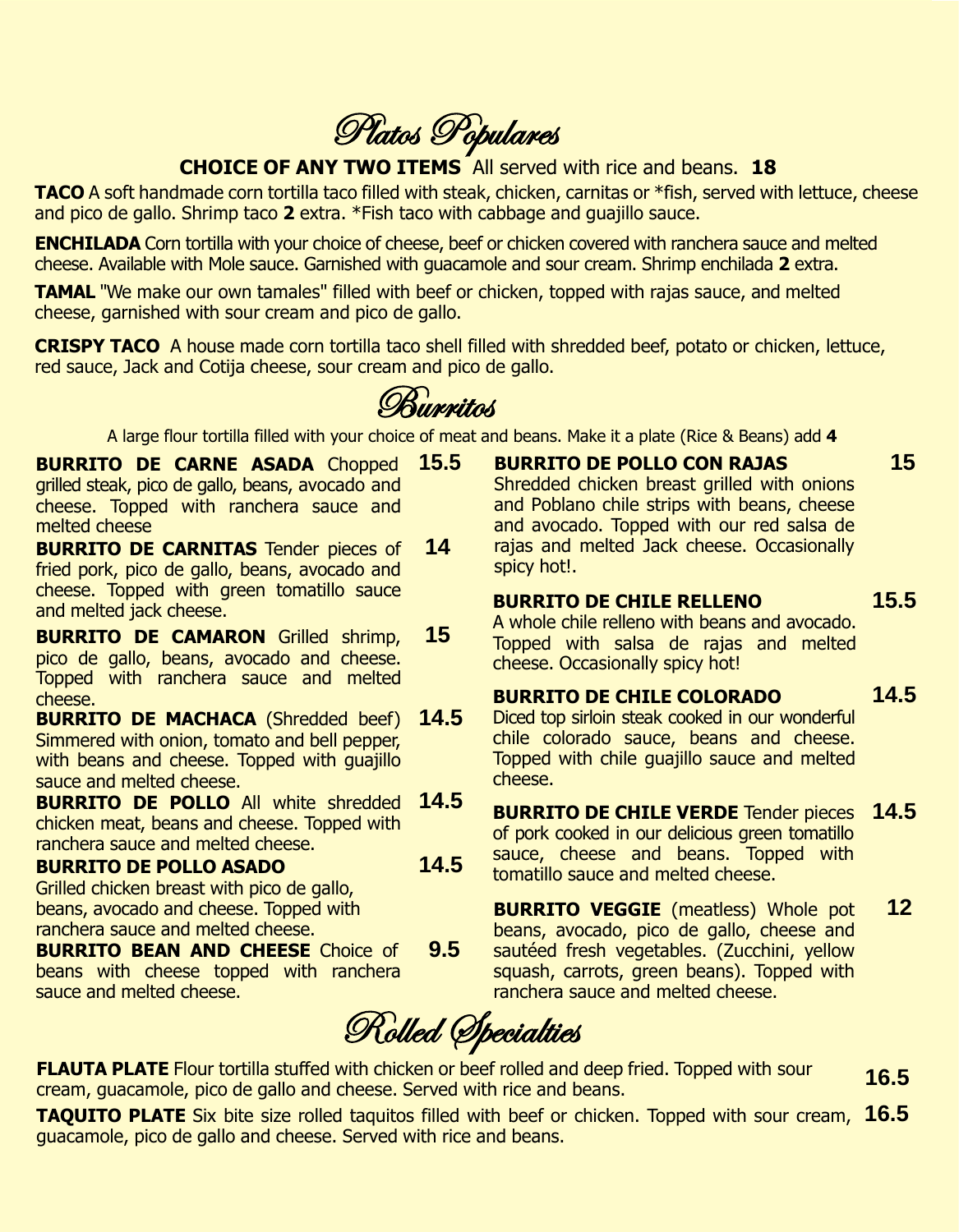# Platos Populares

**CHOICE OF ANY TWO ITEMS** All served with rice and beans. **18**

**TACO** A soft handmade corn tortilla taco filled with steak, chicken, carnitas or *fish, served with lettuce, cheese and pico de gallo. Shrimp taco **2** extra. *Fish taco with cabbage and guajillo sauce.

**ENCHILADA** Corn tortilla with your choice of cheese, beef or chicken covered with ranchera sauce and melted cheese. Available with Mole sauce. Garnished with guacamole and sour cream. Shrimp enchilada **2** extra.

**TAMAL** "We make our own tamales" filled with beef or chicken, topped with rajas sauce, and melted cheese, garnished with sour cream and pico de gallo.

**CRISPY TACO** A house made corn tortilla taco shell filled with shredded beef, potato or chicken, lettuce, red sauce, Jack and Cotija cheese, sour cream and pico de gallo.

# Burritos

A large flour tortilla filled with your choice of meat and beans. Make it a plate (Rice & Beans) add **4**

**BURRITO DE CARNE ASADA** Chopped grilled steak, pico de gallo, beans, avocado and cheese. Topped with ranchera sauce and melted cheese **15.5**

**BURRITO DE CARNITAS** Tender pieces of fried pork, pico de gallo, beans, avocado and cheese. Topped with green tomatillo sauce and melted jack cheese. **14**

**BURRITO DE CAMARON** Grilled shrimp, pico de gallo, beans, avocado and cheese. Topped with ranchera sauce and melted cheese. **15**

**BURRITO DE MACHACA** (Shredded beef) Simmered with onion, tomato and bell pepper, with beans and cheese. Topped with guajillo sauce and melted cheese. **14.5**

**BURRITO DE POLLO** All white shredded chicken meat, beans and cheese. Topped with ranchera sauce and melted cheese. **14.5**

**BURRITO DE POLLO ASADO** **14.5**
Grilled chicken breast with pico de gallo, beans, avocado and cheese. Topped with ranchera sauce and melted cheese.

**BURRITO BEAN AND CHEESE** Choice of beans with cheese topped with ranchera sauce and melted cheese. **9.5**

**BURRITO DE POLLO CON RAJAS** **15**
Shredded chicken breast grilled with onions and Poblano chile strips with beans, cheese and avocado. Topped with our red salsa de rajas and melted Jack cheese. Occasionally spicy hot!.

**BURRITO DE CHILE RELLENO** **15.5**
A whole chile relleno with beans and avocado. Topped with salsa de rajas and melted cheese. Occasionally spicy hot!

**BURRITO DE CHILE COLORADO** **14.5**
Diced top sirloin steak cooked in our wonderful chile colorado sauce, beans and cheese. Topped with chile guajillo sauce and melted cheese.

**BURRITO DE CHILE VERDE** Tender pieces of pork cooked in our delicious green tomatillo sauce, cheese and beans. Topped with tomatillo sauce and melted cheese. **14.5**

**BURRITO VEGGIE** (meatless) Whole pot beans, avocado, pico de gallo, cheese and sautéed fresh vegetables. (Zucchini, yellow squash, carrots, green beans). Topped with ranchera sauce and melted cheese. **12**

# Rolled Specialties

**FLAUTA PLATE** Flour tortilla stuffed with chicken or beef rolled and deep fried. Topped with sour cream, guacamole, pico de gallo and cheese. Served with rice and beans. **16.5**

**TAQUITO PLATE** Six bite size rolled taquitos filled with beef or chicken. Topped with sour cream, guacamole, pico de gallo and cheese. Served with rice and beans. **16.5**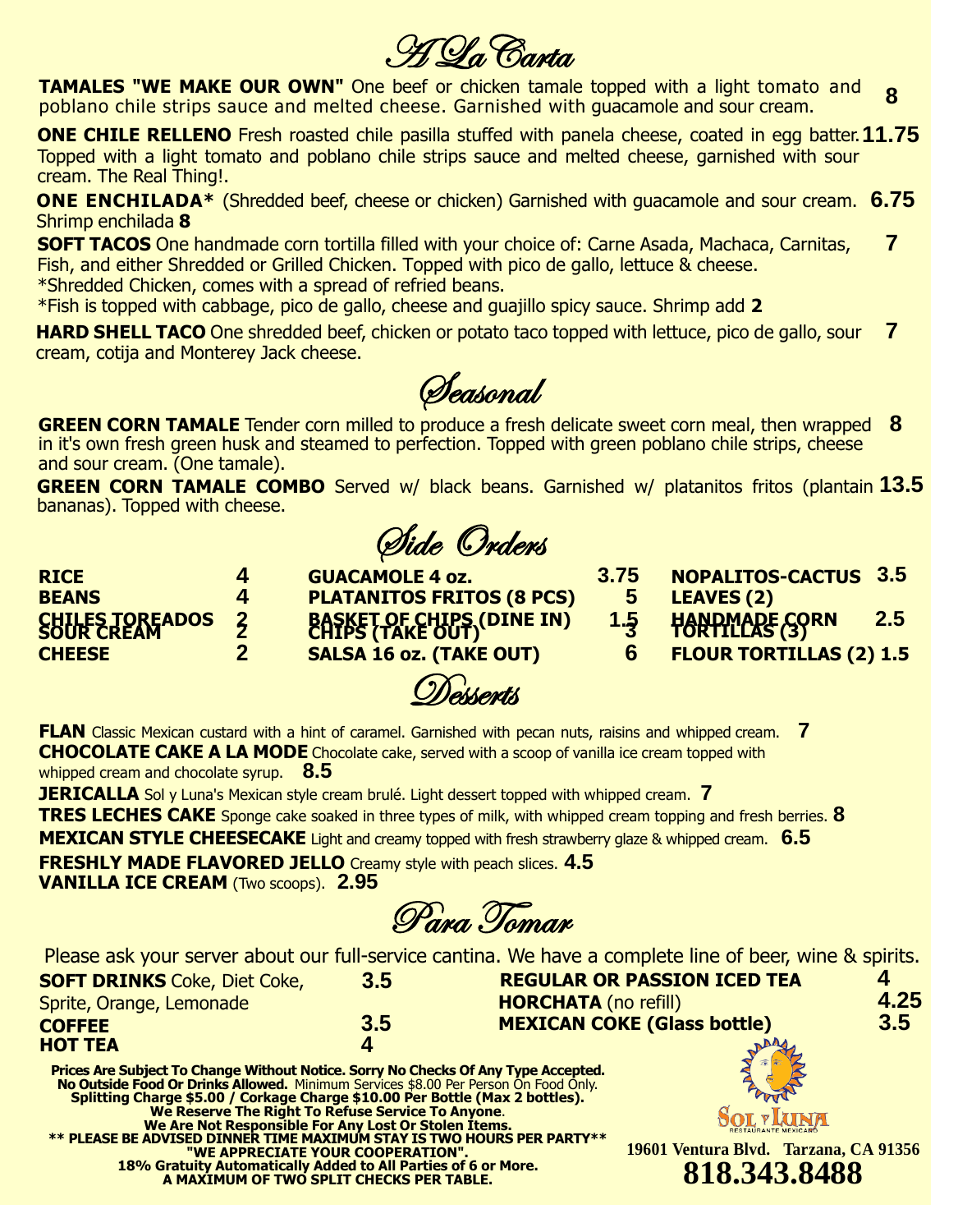# A La Carta

**TAMALES "WE MAKE OUR OWN"** One beef or chicken tamale topped with a light tomato and poblano chile strips sauce and melted cheese. Garnished with guacamole and sour cream. **8**

**ONE CHILE RELLENO** Fresh roasted chile pasilla stuffed with panela cheese, coated in egg batter. Topped with a light tomato and poblano chile strips sauce and melted cheese, garnished with sour cream. The Real Thing!. **11.75**

**ONE ENCHILADA*** (Shredded beef, cheese or chicken) Garnished with guacamole and sour cream. **6.75**
Shrimp enchilada **8**

**SOFT TACOS** One handmade corn tortilla filled with your choice of: Carne Asada, Machaca, Carnitas, Fish, and either Shredded or Grilled Chicken. Topped with pico de gallo, lettuce & cheese. **7**
*Shredded Chicken, comes with a spread of refried beans.
*Fish is topped with cabbage, pico de gallo, cheese and guajillo spicy sauce. Shrimp add **2**

**HARD SHELL TACO** One shredded beef, chicken or potato taco topped with lettuce, pico de gallo, sour cream, cotija and Monterey Jack cheese. **7**

# Seasonal

**GREEN CORN TAMALE** Tender corn milled to produce a fresh delicate sweet corn meal, then wrapped in it's own fresh green husk and steamed to perfection. Topped with green poblano chile strips, cheese and sour cream. (One tamale). **8**

**GREEN CORN TAMALE COMBO** Served w/ black beans. Garnished w/ platanitos fritos (plantain bananas). Topped with cheese. **13.5**

# Side Orders

| | | | | | |
|---|---|---|---|---|---|
| **RICE** | 4 | **GUACAMOLE 4 oz.** | 3.75 | **NOPALITOS-CACTUS LEAVES (2)** | 3.5 |
| **BEANS** | 4 | **PLATANITOS FRITOS (8 PCS)** | 5 | **HANDMADE CORN TORTILLAS (3)** | 2.5 |
| **CHILES TOREADOS** | 2 | **BASKET OF CHIPS (DINE IN)** | 1.5 | **FLOUR TORTILLAS (2)** | 1.5 |
| **SOUR CREAM** | 2 | **CHIPS (TAKE OUT)** | 3 | | |
| **CHEESE** | 2 | **SALSA 16 oz. (TAKE OUT)** | 6 | | |

# Desserts

**FLAN** Classic Mexican custard with a hint of caramel. Garnished with pecan nuts, raisins and whipped cream. **7**

**CHOCOLATE CAKE A LA MODE** Chocolate cake, served with a scoop of vanilla ice cream topped with whipped cream and chocolate syrup. **8.5**

**JERICALLA** Sol y Luna's Mexican style cream brulé. Light dessert topped with whipped cream. **7**

**TRES LECHES CAKE** Sponge cake soaked in three types of milk, with whipped cream topping and fresh berries. **8**

**MEXICAN STYLE CHEESECAKE** Light and creamy topped with fresh strawberry glaze & whipped cream. **6.5**

**FRESHLY MADE FLAVORED JELLO** Creamy style with peach slices. **4.5**

**VANILLA ICE CREAM** (Two scoops). **2.95**

# Para Tomar

Please ask your server about our full-service cantina. We have a complete line of beer, wine & spirits.

| | | | |
|---|---|---|---|
| **SOFT DRINKS** Coke, Diet Coke, Sprite, Orange, Lemonade | 3.5 | **REGULAR OR PASSION ICED TEA** | 4 |
| **COFFEE** | 3.5 | **HORCHATA** (no refill) | 4.25 |
| **HOT TEA** | 4 | **MEXICAN COKE (Glass bottle)** | 3.5 |

**Prices Are Subject To Change Without Notice. Sorry No Checks Of Any Type Accepted.**
**No Outside Food Or Drinks Allowed.** Minimum Services $8.00 Per Person On Food Only.
**Splitting Charge $5.00 / Corkage Charge $10.00 Per Bottle (Max 2 bottles).**
**We Reserve The Right To Refuse Service To Anyone.**
**We Are Not Responsible For Any Lost Or Stolen Items.**
**** PLEASE BE ADVISED DINNER TIME MAXIMUM STAY IS TWO HOURS PER PARTY****
**"WE APPRECIATE YOUR COOPERATION".**
**18% Gratuity Automatically Added to All Parties of 6 or More.**
**A MAXIMUM OF TWO SPLIT CHECKS PER TABLE.**

SOL Y LUNA
RESTAURANTE MEXICANO

**19601 Ventura Blvd. Tarzana, CA 91356**
**818.343.8488**